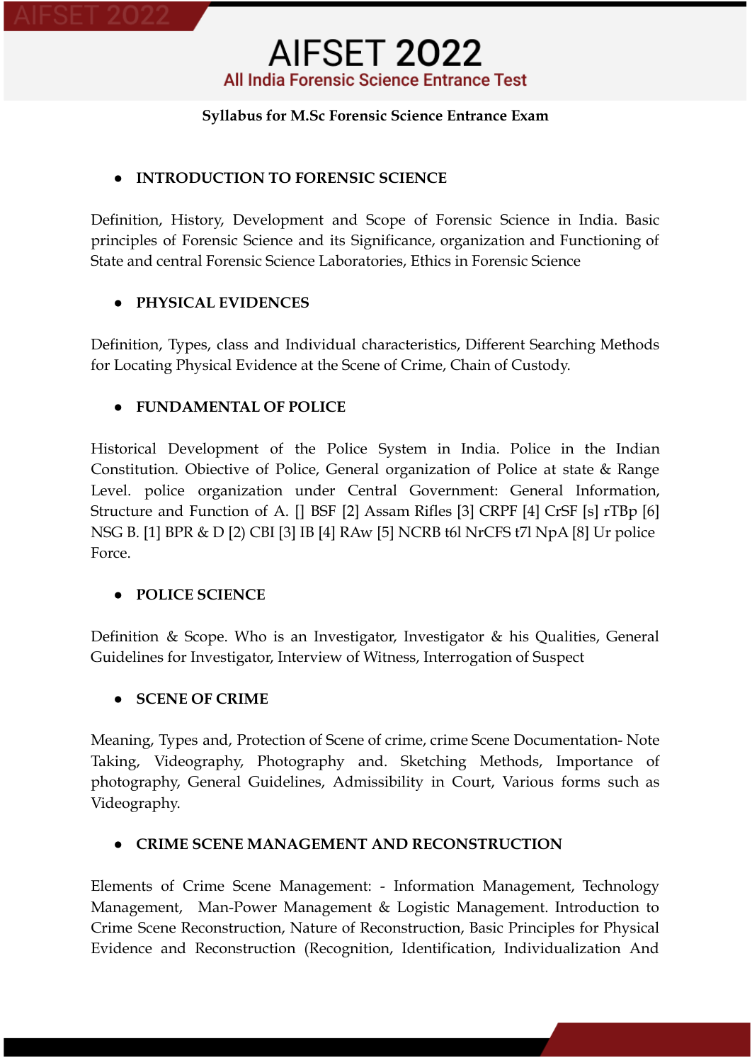# AIFSET 2022

## All India Forensic Science Entrance Test

**Syllabus for M.Sc Forensic Science Entrance Exam**

- **INTRODUCTION TO FORENSIC SCIENCE**

Definition, History, Development and Scope of Forensic Science in India. Basic principles of Forensic Science and its Significance, organization and Functioning of State and central Forensic Science Laboratories, Ethics in Forensic Science

- **PHYSICAL EVIDENCES**

Definition, Types, class and Individual characteristics, Different Searching Methods for Locating Physical Evidence at the Scene of Crime, Chain of Custody.

- **FUNDAMENTAL OF POLICE**

Historical Development of the Police System in India. Police in the Indian Constitution. Obiective of Police, General organization of Police at state & Range Level. police organization under Central Government: General Information, Structure and Function of A. [] BSF [2] Assam Rifles [3] CRPF [4] CrSF [s] rTBp [6] NSG B. [1] BPR & D [2) CBI [3] IB [4] RAw [5] NCRB t6l NrCFS t7l NpA [8] Ur police Force.

- **POLICE SCIENCE**

Definition & Scope. Who is an Investigator, Investigator & his Qualities, General Guidelines for Investigator, Interview of Witness, Interrogation of Suspect

- **SCENE OF CRIME**

Meaning, Types and, Protection of Scene of crime, crime Scene Documentation- Note Taking, Videography, Photography and. Sketching Methods, Importance of photography, General Guidelines, Admissibility in Court, Various forms such as Videography.

- **CRIME SCENE MANAGEMENT AND RECONSTRUCTION**

Elements of Crime Scene Management: - Information Management, Technology Management, Man-Power Management & Logistic Management. Introduction to Crime Scene Reconstruction, Nature of Reconstruction, Basic Principles for Physical Evidence and Reconstruction (Recognition, Identification, Individualization And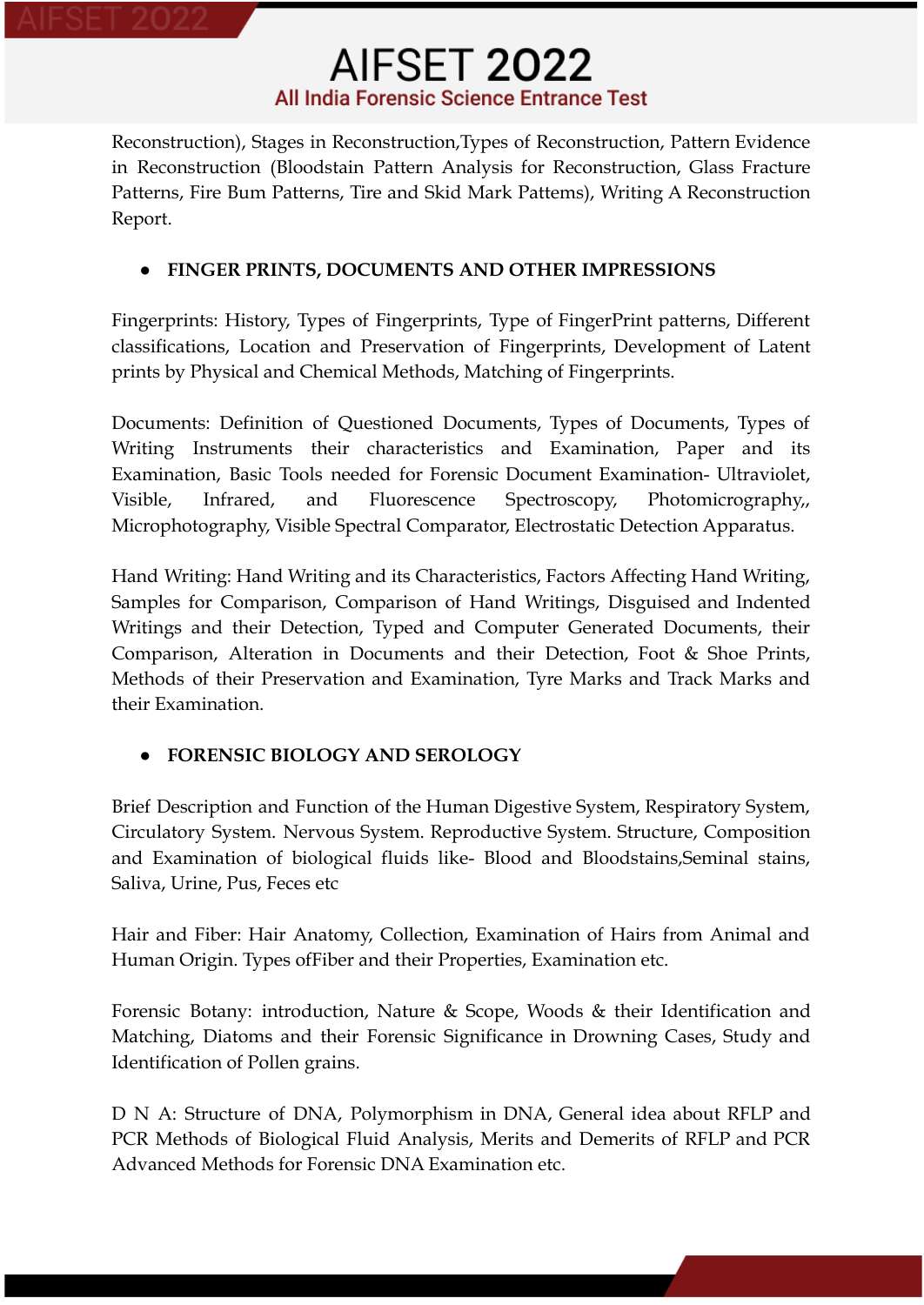Reconstruction), Stages in Reconstruction,Types of Reconstruction, Pattern Evidence in Reconstruction (Bloodstain Pattern Analysis for Reconstruction, Glass Fracture Patterns, Fire Bum Patterns, Tire and Skid Mark Pattems), Writing A Reconstruction Report.

- **FINGER PRINTS, DOCUMENTS AND OTHER IMPRESSIONS**

Fingerprints: History, Types of Fingerprints, Type of FingerPrint patterns, Different classifications, Location and Preservation of Fingerprints, Development of Latent prints by Physical and Chemical Methods, Matching of Fingerprints.

Documents: Definition of Questioned Documents, Types of Documents, Types of Writing Instruments their characteristics and Examination, Paper and its Examination, Basic Tools needed for Forensic Document Examination- Ultraviolet, Visible, Infrared, and Fluorescence Spectroscopy, Photomicrography,, Microphotography, Visible Spectral Comparator, Electrostatic Detection Apparatus.

Hand Writing: Hand Writing and its Characteristics, Factors Affecting Hand Writing, Samples for Comparison, Comparison of Hand Writings, Disguised and Indented Writings and their Detection, Typed and Computer Generated Documents, their Comparison, Alteration in Documents and their Detection, Foot & Shoe Prints, Methods of their Preservation and Examination, Tyre Marks and Track Marks and their Examination.

- **FORENSIC BIOLOGY AND SEROLOGY**

Brief Description and Function of the Human Digestive System, Respiratory System, Circulatory System. Nervous System. Reproductive System. Structure, Composition and Examination of biological fluids like- Blood and Bloodstains,Seminal stains, Saliva, Urine, Pus, Feces etc

Hair and Fiber: Hair Anatomy, Collection, Examination of Hairs from Animal and Human Origin. Types ofFiber and their Properties, Examination etc.

Forensic Botany: introduction, Nature & Scope, Woods & their Identification and Matching, Diatoms and their Forensic Significance in Drowning Cases, Study and Identification of Pollen grains.

D N A: Structure of DNA, Polymorphism in DNA, General idea about RFLP and PCR Methods of Biological Fluid Analysis, Merits and Demerits of RFLP and PCR Advanced Methods for Forensic DNA Examination etc.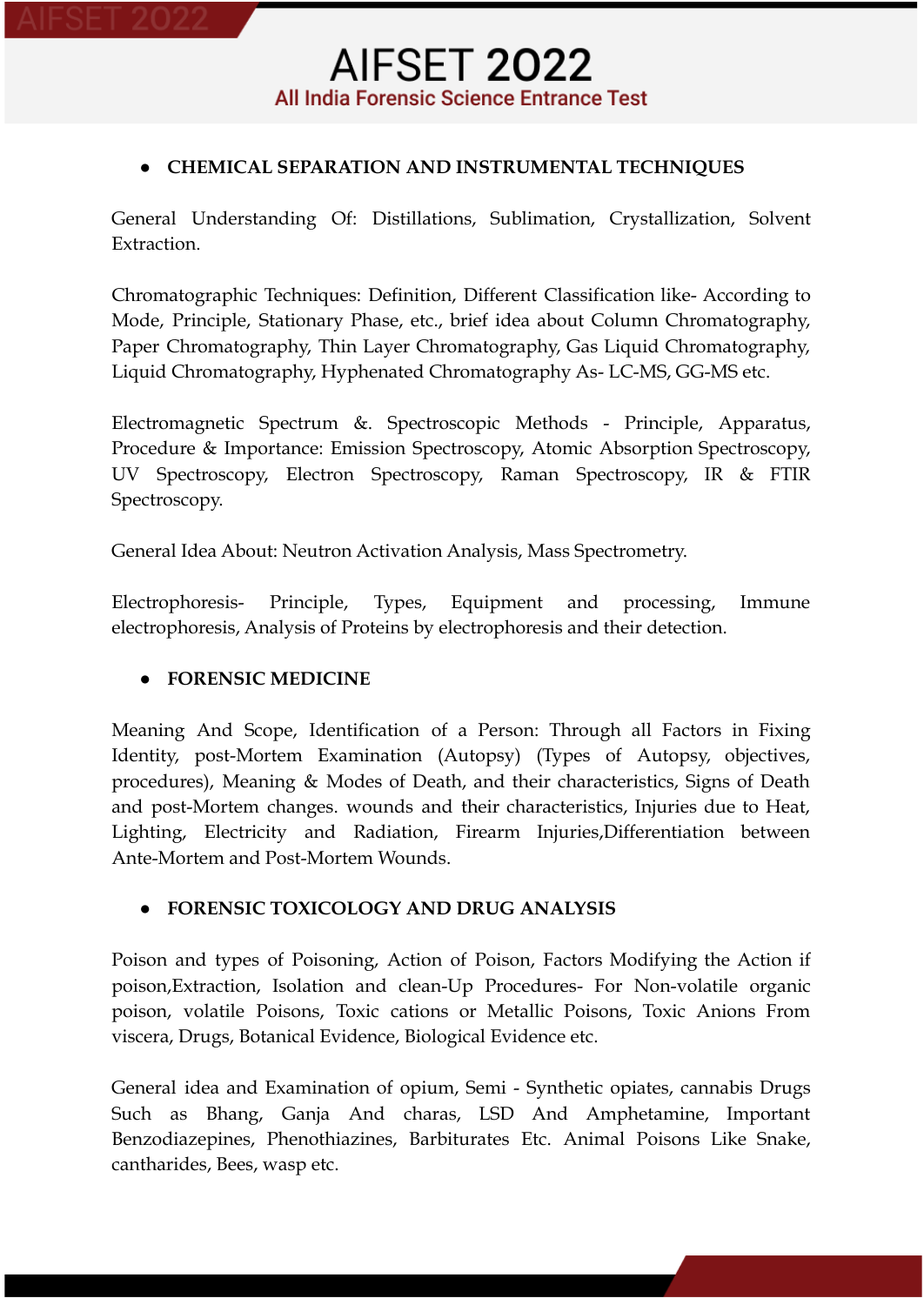- **CHEMICAL SEPARATION AND INSTRUMENTAL TECHNIQUES**

General Understanding Of: Distillations, Sublimation, Crystallization, Solvent Extraction.

Chromatographic Techniques: Definition, Different Classification like- According to Mode, Principle, Stationary Phase, etc., brief idea about Column Chromatography, Paper Chromatography, Thin Layer Chromatography, Gas Liquid Chromatography, Liquid Chromatography, Hyphenated Chromatography As- LC-MS, GG-MS etc.

Electromagnetic Spectrum &. Spectroscopic Methods - Principle, Apparatus, Procedure & Importance: Emission Spectroscopy, Atomic Absorption Spectroscopy, UV Spectroscopy, Electron Spectroscopy, Raman Spectroscopy, IR & FTIR Spectroscopy.

General Idea About: Neutron Activation Analysis, Mass Spectrometry.

Electrophoresis- Principle, Types, Equipment and processing, Immune electrophoresis, Analysis of Proteins by electrophoresis and their detection.

- **FORENSIC MEDICINE**

Meaning And Scope, Identification of a Person: Through all Factors in Fixing Identity, post-Mortem Examination (Autopsy) (Types of Autopsy, objectives, procedures), Meaning & Modes of Death, and their characteristics, Signs of Death and post-Mortem changes. wounds and their characteristics, Injuries due to Heat, Lighting, Electricity and Radiation, Firearm Injuries,Differentiation between Ante-Mortem and Post-Mortem Wounds.

- **FORENSIC TOXICOLOGY AND DRUG ANALYSIS**

Poison and types of Poisoning, Action of Poison, Factors Modifying the Action if poison,Extraction, Isolation and clean-Up Procedures- For Non-volatile organic poison, volatile Poisons, Toxic cations or Metallic Poisons, Toxic Anions From viscera, Drugs, Botanical Evidence, Biological Evidence etc.

General idea and Examination of opium, Semi - Synthetic opiates, cannabis Drugs Such as Bhang, Ganja And charas, LSD And Amphetamine, Important Benzodiazepines, Phenothiazines, Barbiturates Etc. Animal Poisons Like Snake, cantharides, Bees, wasp etc.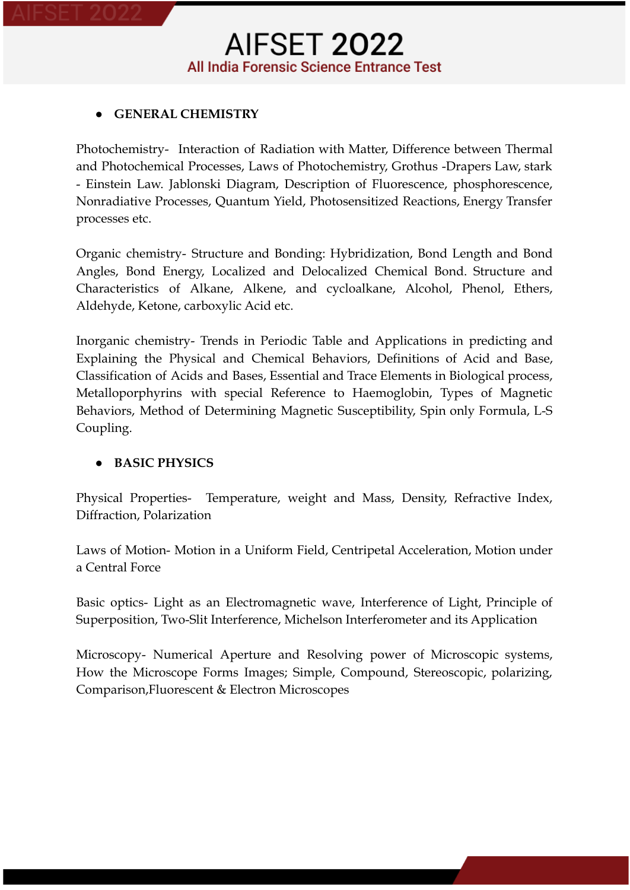- **GENERAL CHEMISTRY**

Photochemistry- Interaction of Radiation with Matter, Difference between Thermal and Photochemical Processes, Laws of Photochemistry, Grothus -Drapers Law, stark - Einstein Law. Jablonski Diagram, Description of Fluorescence, phosphorescence, Nonradiative Processes, Quantum Yield, Photosensitized Reactions, Energy Transfer processes etc.

Organic chemistry- Structure and Bonding: Hybridization, Bond Length and Bond Angles, Bond Energy, Localized and Delocalized Chemical Bond. Structure and Characteristics of Alkane, Alkene, and cycloalkane, Alcohol, Phenol, Ethers, Aldehyde, Ketone, carboxylic Acid etc.

Inorganic chemistry- Trends in Periodic Table and Applications in predicting and Explaining the Physical and Chemical Behaviors, Definitions of Acid and Base, Classification of Acids and Bases, Essential and Trace Elements in Biological process, Metalloporphyrins with special Reference to Haemoglobin, Types of Magnetic Behaviors, Method of Determining Magnetic Susceptibility, Spin only Formula, L-S Coupling.

- **BASIC PHYSICS**

Physical Properties- Temperature, weight and Mass, Density, Refractive Index, Diffraction, Polarization

Laws of Motion- Motion in a Uniform Field, Centripetal Acceleration, Motion under a Central Force

Basic optics- Light as an Electromagnetic wave, Interference of Light, Principle of Superposition, Two-Slit Interference, Michelson Interferometer and its Application

Microscopy- Numerical Aperture and Resolving power of Microscopic systems, How the Microscope Forms Images; Simple, Compound, Stereoscopic, polarizing, Comparison,Fluorescent & Electron Microscopes